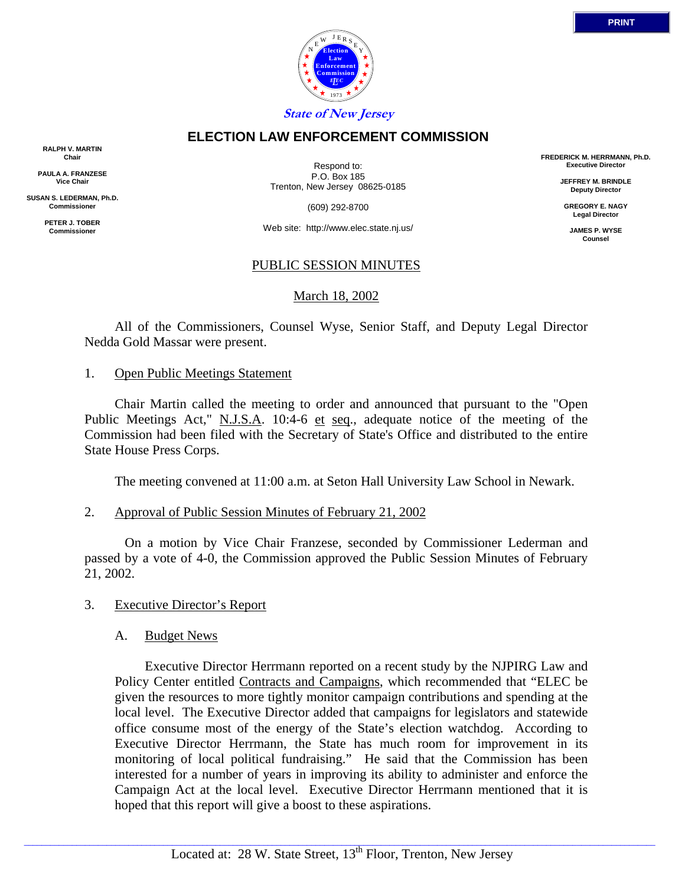State of New Jersey

# ELECTION LAW ENFORCEMENT COMMISSION

**RALPH V. MARTIN**
Chair

**PAULA A. FRANZESE**
Vice Chair

**SUSAN S. LEDERMAN, Ph.D.**
Commissioner

**PETER J. TOBER**
Commissioner

Respond to:
P.O. Box 185
Trenton, New Jersey 08625-0185

(609) 292-8700

Web site: http://www.elec.state.nj.us/

**FREDERICK M. HERRMANN, Ph.D.**
Executive Director

**JEFFREY M. BRINDLE**
Deputy Director

**GREGORY E. NAGY**
Legal Director

**JAMES P. WYSE**
Counsel

## PUBLIC SESSION MINUTES

March 18, 2002

All of the Commissioners, Counsel Wyse, Senior Staff, and Deputy Legal Director Nedda Gold Massar were present.

1. Open Public Meetings Statement

Chair Martin called the meeting to order and announced that pursuant to the "Open Public Meetings Act," N.J.S.A. 10:4-6 et seq., adequate notice of the meeting of the Commission had been filed with the Secretary of State's Office and distributed to the entire State House Press Corps.

The meeting convened at 11:00 a.m. at Seton Hall University Law School in Newark.

2. Approval of Public Session Minutes of February 21, 2002

On a motion by Vice Chair Franzese, seconded by Commissioner Lederman and passed by a vote of 4-0, the Commission approved the Public Session Minutes of February 21, 2002.

3. Executive Director's Report

A. Budget News

Executive Director Herrmann reported on a recent study by the NJPIRG Law and Policy Center entitled Contracts and Campaigns, which recommended that "ELEC be given the resources to more tightly monitor campaign contributions and spending at the local level. The Executive Director added that campaigns for legislators and statewide office consume most of the energy of the State's election watchdog. According to Executive Director Herrmann, the State has much room for improvement in its monitoring of local political fundraising." He said that the Commission has been interested for a number of years in improving its ability to administer and enforce the Campaign Act at the local level. Executive Director Herrmann mentioned that it is hoped that this report will give a boost to these aspirations.

Located at: 28 W. State Street, 13th Floor, Trenton, New Jersey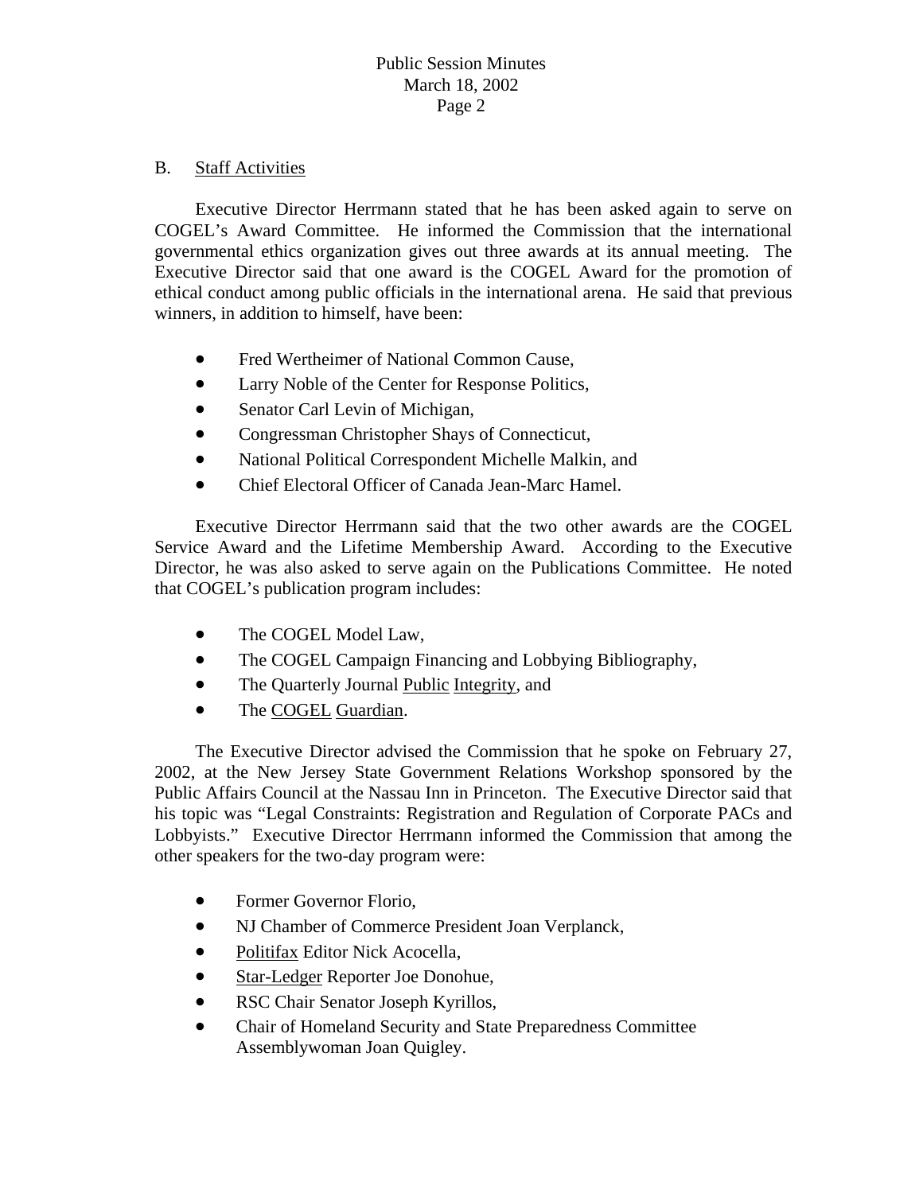B. Staff Activities

Executive Director Herrmann stated that he has been asked again to serve on COGEL's Award Committee. He informed the Commission that the international governmental ethics organization gives out three awards at its annual meeting. The Executive Director said that one award is the COGEL Award for the promotion of ethical conduct among public officials in the international arena. He said that previous winners, in addition to himself, have been:

- Fred Wertheimer of National Common Cause,
- Larry Noble of the Center for Response Politics,
- Senator Carl Levin of Michigan,
- Congressman Christopher Shays of Connecticut,
- National Political Correspondent Michelle Malkin, and
- Chief Electoral Officer of Canada Jean-Marc Hamel.

Executive Director Herrmann said that the two other awards are the COGEL Service Award and the Lifetime Membership Award. According to the Executive Director, he was also asked to serve again on the Publications Committee. He noted that COGEL's publication program includes:

- The COGEL Model Law,
- The COGEL Campaign Financing and Lobbying Bibliography,
- The Quarterly Journal Public Integrity, and
- The COGEL Guardian.

The Executive Director advised the Commission that he spoke on February 27, 2002, at the New Jersey State Government Relations Workshop sponsored by the Public Affairs Council at the Nassau Inn in Princeton. The Executive Director said that his topic was "Legal Constraints: Registration and Regulation of Corporate PACs and Lobbyists." Executive Director Herrmann informed the Commission that among the other speakers for the two-day program were:

- Former Governor Florio,
- NJ Chamber of Commerce President Joan Verplanck,
- Politifax Editor Nick Acocella,
- Star-Ledger Reporter Joe Donohue,
- RSC Chair Senator Joseph Kyrillos,
- Chair of Homeland Security and State Preparedness Committee Assemblywoman Joan Quigley.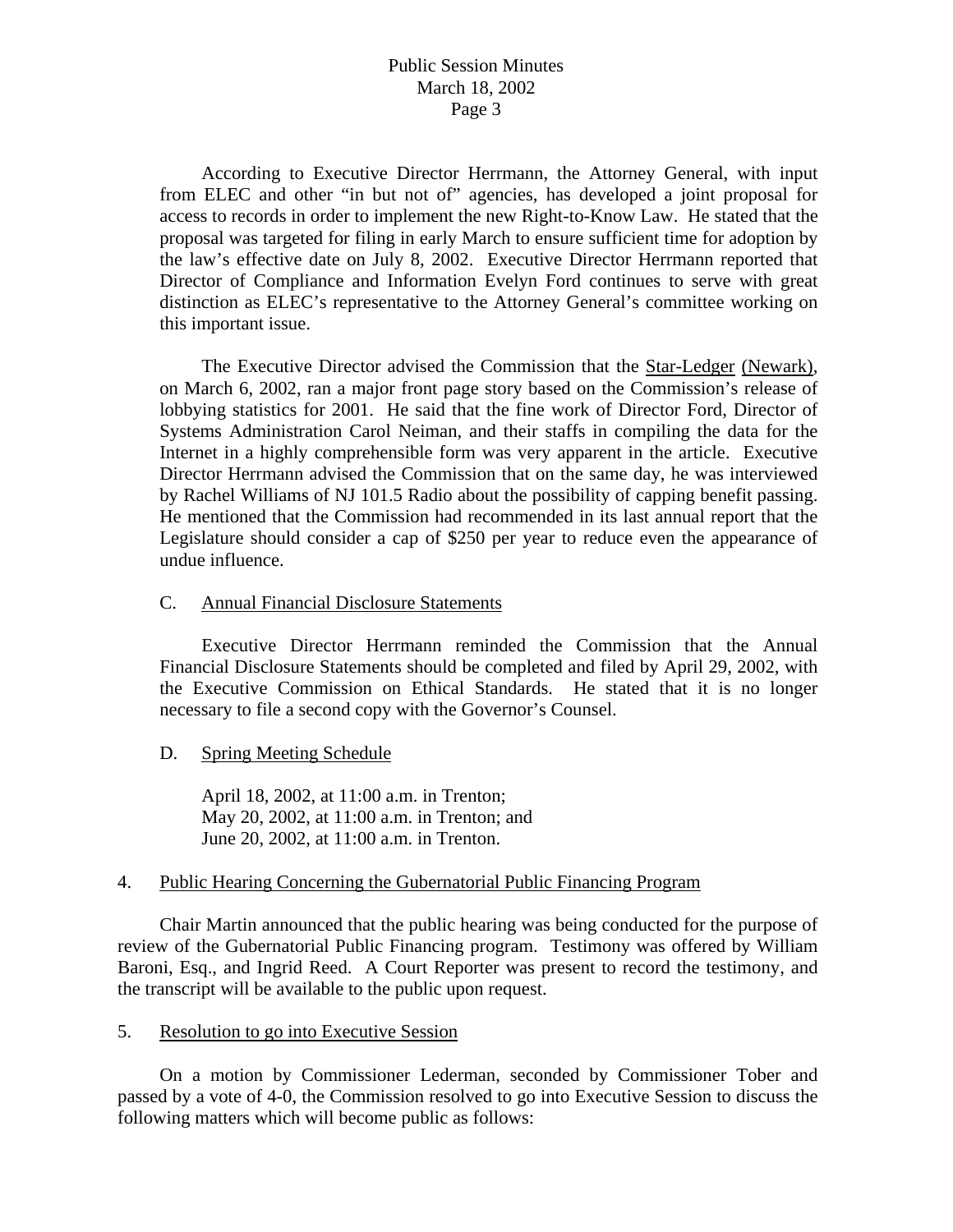According to Executive Director Herrmann, the Attorney General, with input from ELEC and other "in but not of" agencies, has developed a joint proposal for access to records in order to implement the new Right-to-Know Law. He stated that the proposal was targeted for filing in early March to ensure sufficient time for adoption by the law's effective date on July 8, 2002. Executive Director Herrmann reported that Director of Compliance and Information Evelyn Ford continues to serve with great distinction as ELEC's representative to the Attorney General's committee working on this important issue.

The Executive Director advised the Commission that the Star-Ledger (Newark), on March 6, 2002, ran a major front page story based on the Commission's release of lobbying statistics for 2001. He said that the fine work of Director Ford, Director of Systems Administration Carol Neiman, and their staffs in compiling the data for the Internet in a highly comprehensible form was very apparent in the article. Executive Director Herrmann advised the Commission that on the same day, he was interviewed by Rachel Williams of NJ 101.5 Radio about the possibility of capping benefit passing. He mentioned that the Commission had recommended in its last annual report that the Legislature should consider a cap of $250 per year to reduce even the appearance of undue influence.

C. Annual Financial Disclosure Statements

Executive Director Herrmann reminded the Commission that the Annual Financial Disclosure Statements should be completed and filed by April 29, 2002, with the Executive Commission on Ethical Standards. He stated that it is no longer necessary to file a second copy with the Governor's Counsel.

D. Spring Meeting Schedule

April 18, 2002, at 11:00 a.m. in Trenton;
May 20, 2002, at 11:00 a.m. in Trenton; and
June 20, 2002, at 11:00 a.m. in Trenton.

4. Public Hearing Concerning the Gubernatorial Public Financing Program

Chair Martin announced that the public hearing was being conducted for the purpose of review of the Gubernatorial Public Financing program. Testimony was offered by William Baroni, Esq., and Ingrid Reed. A Court Reporter was present to record the testimony, and the transcript will be available to the public upon request.

5. Resolution to go into Executive Session

On a motion by Commissioner Lederman, seconded by Commissioner Tober and passed by a vote of 4-0, the Commission resolved to go into Executive Session to discuss the following matters which will become public as follows: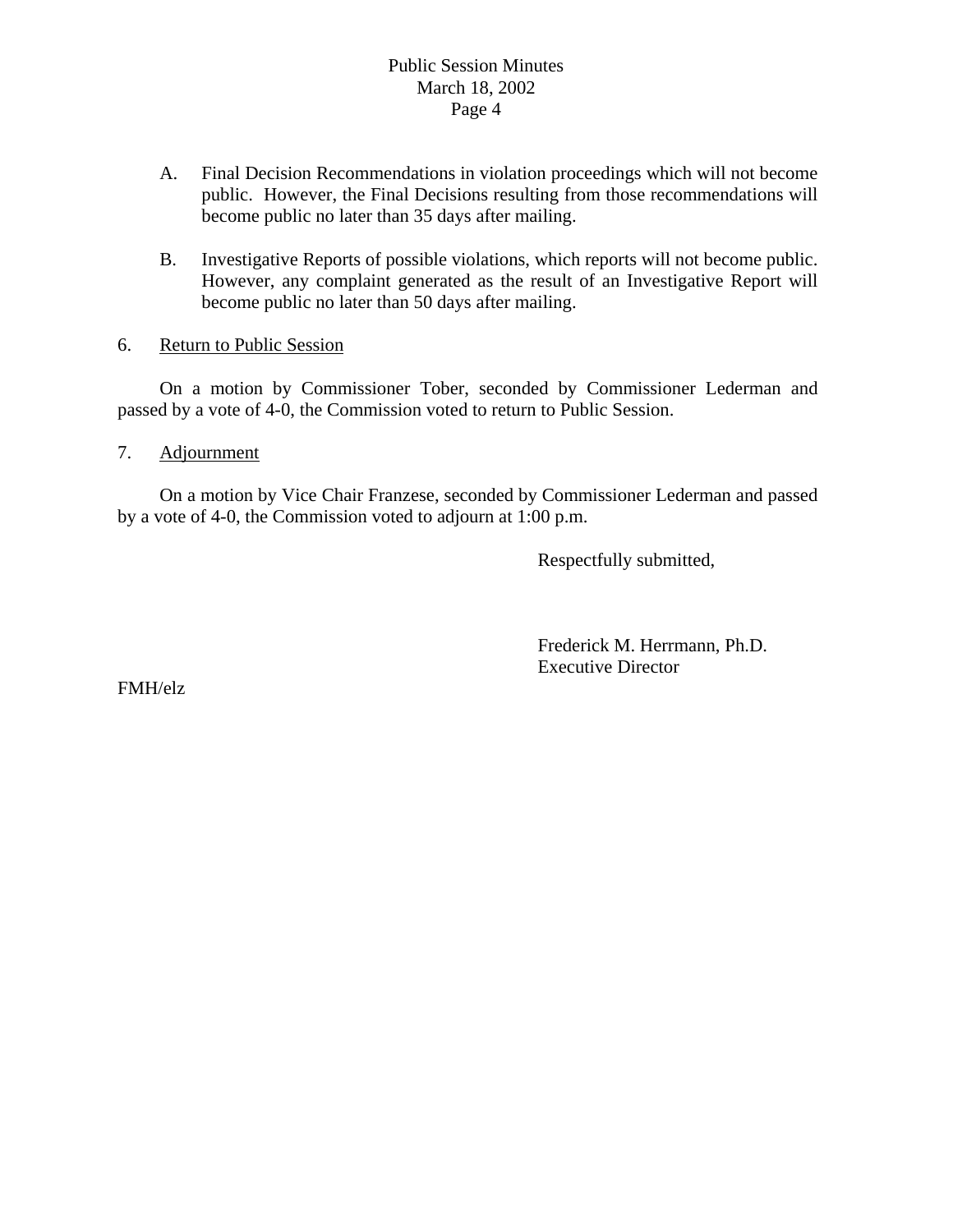A. Final Decision Recommendations in violation proceedings which will not become public. However, the Final Decisions resulting from those recommendations will become public no later than 35 days after mailing.

B. Investigative Reports of possible violations, which reports will not become public. However, any complaint generated as the result of an Investigative Report will become public no later than 50 days after mailing.

6. <u>Return to Public Session</u>

On a motion by Commissioner Tober, seconded by Commissioner Lederman and passed by a vote of 4-0, the Commission voted to return to Public Session.

7. <u>Adjournment</u>

On a motion by Vice Chair Franzese, seconded by Commissioner Lederman and passed by a vote of 4-0, the Commission voted to adjourn at 1:00 p.m.

Respectfully submitted,

Frederick M. Herrmann, Ph.D.
Executive Director

FMH/elz